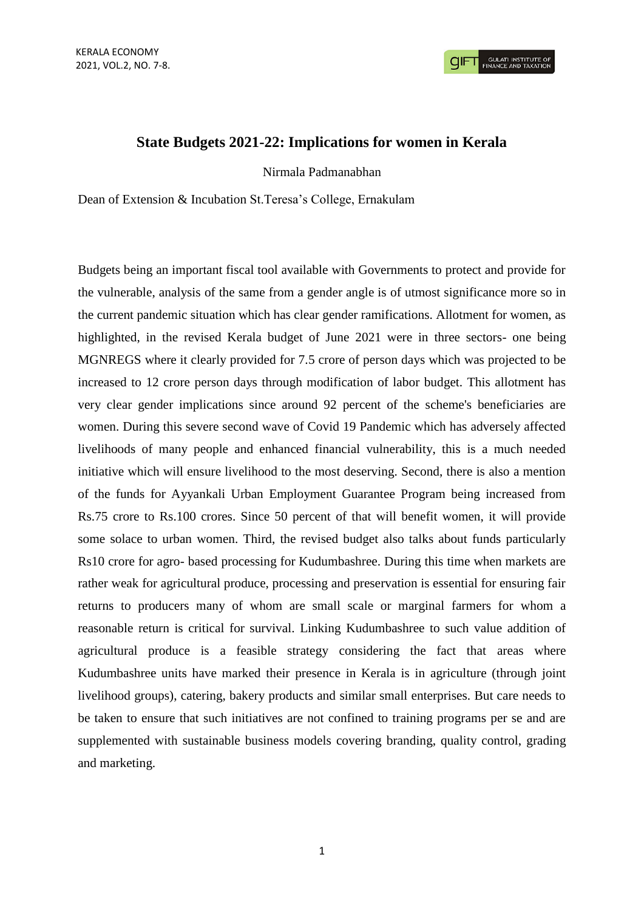# State Budgets 2021-22: Implications for women in Kerala

Nirmala Padmanabhan

Dean of Extension & Incubation St.Teresa's College, Ernakulam

Budgets being an important fiscal tool available with Governments to protect and provide for the vulnerable, analysis of the same from a gender angle is of utmost significance more so in the current pandemic situation which has clear gender ramifications. Allotment for women, as highlighted, in the revised Kerala budget of June 2021 were in three sectors- one being MGNREGS where it clearly provided for 7.5 crore of person days which was projected to be increased to 12 crore person days through modification of labor budget. This allotment has very clear gender implications since around 92 percent of the scheme's beneficiaries are women. During this severe second wave of Covid 19 Pandemic which has adversely affected livelihoods of many people and enhanced financial vulnerability, this is a much needed initiative which will ensure livelihood to the most deserving. Second, there is also a mention of the funds for Ayyankali Urban Employment Guarantee Program being increased from Rs.75 crore to Rs.100 crores. Since 50 percent of that will benefit women, it will provide some solace to urban women. Third, the revised budget also talks about funds particularly Rs10 crore for agro- based processing for Kudumbashree. During this time when markets are rather weak for agricultural produce, processing and preservation is essential for ensuring fair returns to producers many of whom are small scale or marginal farmers for whom a reasonable return is critical for survival. Linking Kudumbashree to such value addition of agricultural produce is a feasible strategy considering the fact that areas where Kudumbashree units have marked their presence in Kerala is in agriculture (through joint livelihood groups), catering, bakery products and similar small enterprises. But care needs to be taken to ensure that such initiatives are not confined to training programs per se and are supplemented with sustainable business models covering branding, quality control, grading and marketing.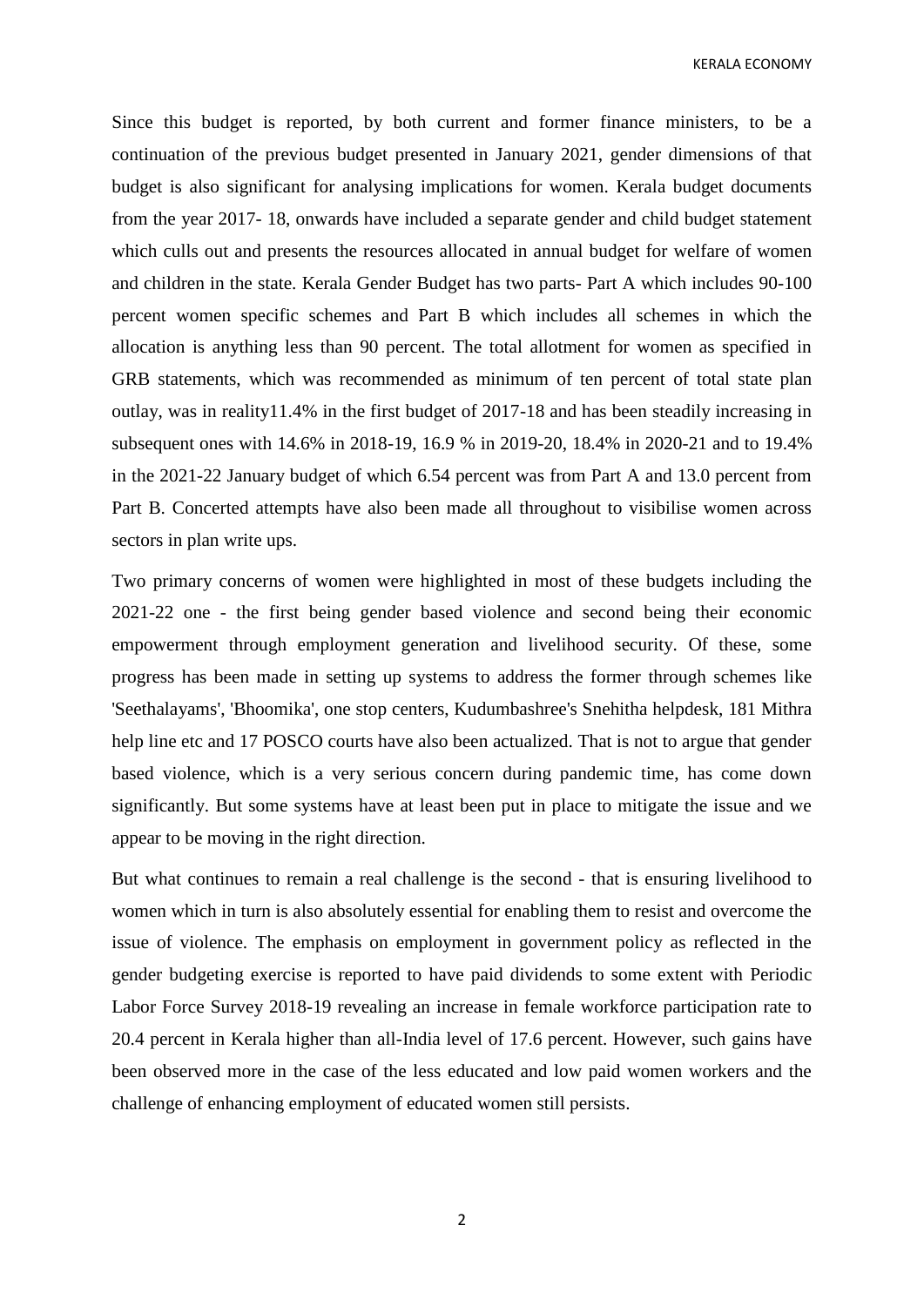Since this budget is reported, by both current and former finance ministers, to be a continuation of the previous budget presented in January 2021, gender dimensions of that budget is also significant for analysing implications for women. Kerala budget documents from the year 2017- 18, onwards have included a separate gender and child budget statement which culls out and presents the resources allocated in annual budget for welfare of women and children in the state. Kerala Gender Budget has two parts- Part A which includes 90-100 percent women specific schemes and Part B which includes all schemes in which the allocation is anything less than 90 percent. The total allotment for women as specified in GRB statements, which was recommended as minimum of ten percent of total state plan outlay, was in reality11.4% in the first budget of 2017-18 and has been steadily increasing in subsequent ones with 14.6% in 2018-19, 16.9 % in 2019-20, 18.4% in 2020-21 and to 19.4% in the 2021-22 January budget of which 6.54 percent was from Part A and 13.0 percent from Part B. Concerted attempts have also been made all throughout to visibilise women across sectors in plan write ups.

Two primary concerns of women were highlighted in most of these budgets including the 2021-22 one - the first being gender based violence and second being their economic empowerment through employment generation and livelihood security. Of these, some progress has been made in setting up systems to address the former through schemes like 'Seethalayams', 'Bhoomika', one stop centers, Kudumbashree's Snehitha helpdesk, 181 Mithra help line etc and 17 POSCO courts have also been actualized. That is not to argue that gender based violence, which is a very serious concern during pandemic time, has come down significantly. But some systems have at least been put in place to mitigate the issue and we appear to be moving in the right direction.

But what continues to remain a real challenge is the second - that is ensuring livelihood to women which in turn is also absolutely essential for enabling them to resist and overcome the issue of violence. The emphasis on employment in government policy as reflected in the gender budgeting exercise is reported to have paid dividends to some extent with Periodic Labor Force Survey 2018-19 revealing an increase in female workforce participation rate to 20.4 percent in Kerala higher than all-India level of 17.6 percent. However, such gains have been observed more in the case of the less educated and low paid women workers and the challenge of enhancing employment of educated women still persists.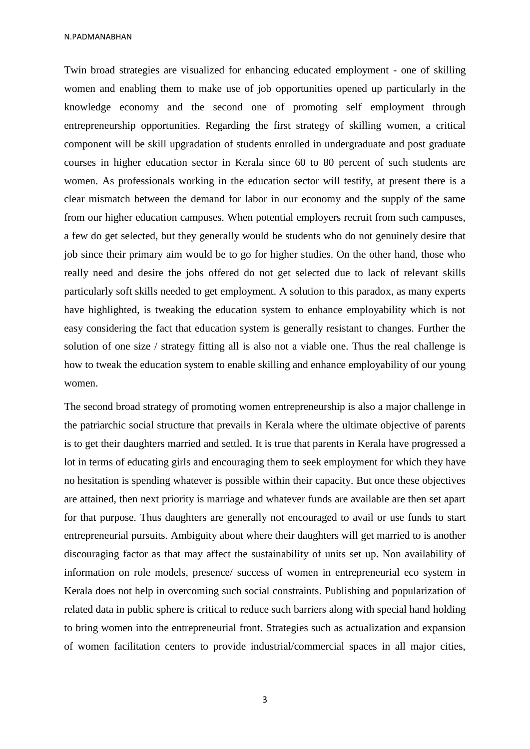Twin broad strategies are visualized for enhancing educated employment - one of skilling women and enabling them to make use of job opportunities opened up particularly in the knowledge economy and the second one of promoting self employment through entrepreneurship opportunities. Regarding the first strategy of skilling women, a critical component will be skill upgradation of students enrolled in undergraduate and post graduate courses in higher education sector in Kerala since 60 to 80 percent of such students are women. As professionals working in the education sector will testify, at present there is a clear mismatch between the demand for labor in our economy and the supply of the same from our higher education campuses. When potential employers recruit from such campuses, a few do get selected, but they generally would be students who do not genuinely desire that job since their primary aim would be to go for higher studies. On the other hand, those who really need and desire the jobs offered do not get selected due to lack of relevant skills particularly soft skills needed to get employment. A solution to this paradox, as many experts have highlighted, is tweaking the education system to enhance employability which is not easy considering the fact that education system is generally resistant to changes. Further the solution of one size / strategy fitting all is also not a viable one. Thus the real challenge is how to tweak the education system to enable skilling and enhance employability of our young women.

The second broad strategy of promoting women entrepreneurship is also a major challenge in the patriarchic social structure that prevails in Kerala where the ultimate objective of parents is to get their daughters married and settled. It is true that parents in Kerala have progressed a lot in terms of educating girls and encouraging them to seek employment for which they have no hesitation is spending whatever is possible within their capacity. But once these objectives are attained, then next priority is marriage and whatever funds are available are then set apart for that purpose. Thus daughters are generally not encouraged to avail or use funds to start entrepreneurial pursuits. Ambiguity about where their daughters will get married to is another discouraging factor as that may affect the sustainability of units set up. Non availability of information on role models, presence/ success of women in entrepreneurial eco system in Kerala does not help in overcoming such social constraints. Publishing and popularization of related data in public sphere is critical to reduce such barriers along with special hand holding to bring women into the entrepreneurial front. Strategies such as actualization and expansion of women facilitation centers to provide industrial/commercial spaces in all major cities,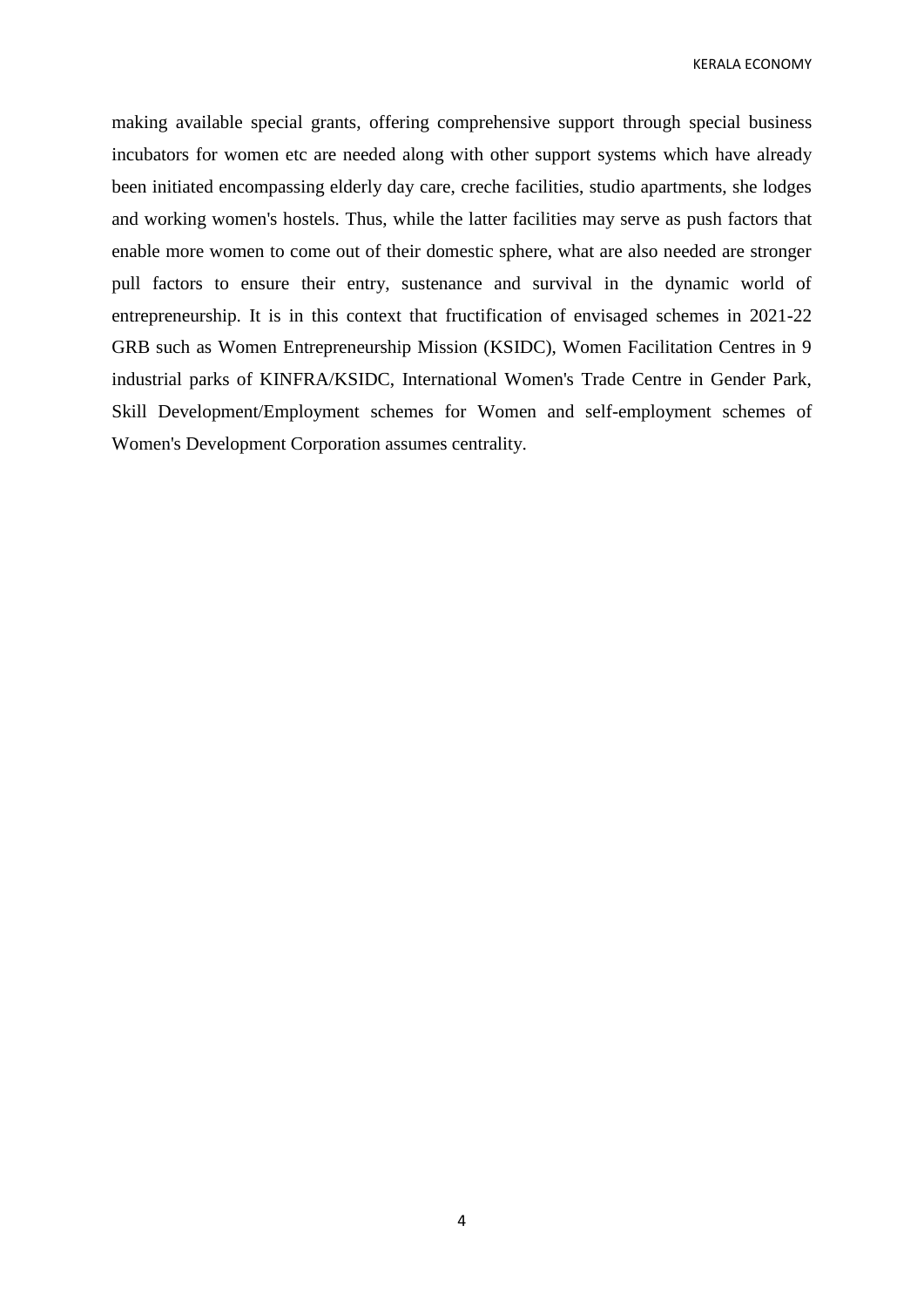making available special grants, offering comprehensive support through special business incubators for women etc are needed along with other support systems which have already been initiated encompassing elderly day care, creche facilities, studio apartments, she lodges and working women's hostels. Thus, while the latter facilities may serve as push factors that enable more women to come out of their domestic sphere, what are also needed are stronger pull factors to ensure their entry, sustenance and survival in the dynamic world of entrepreneurship. It is in this context that fructification of envisaged schemes in 2021-22 GRB such as Women Entrepreneurship Mission (KSIDC), Women Facilitation Centres in 9 industrial parks of KINFRA/KSIDC, International Women's Trade Centre in Gender Park, Skill Development/Employment schemes for Women and self-employment schemes of Women's Development Corporation assumes centrality.